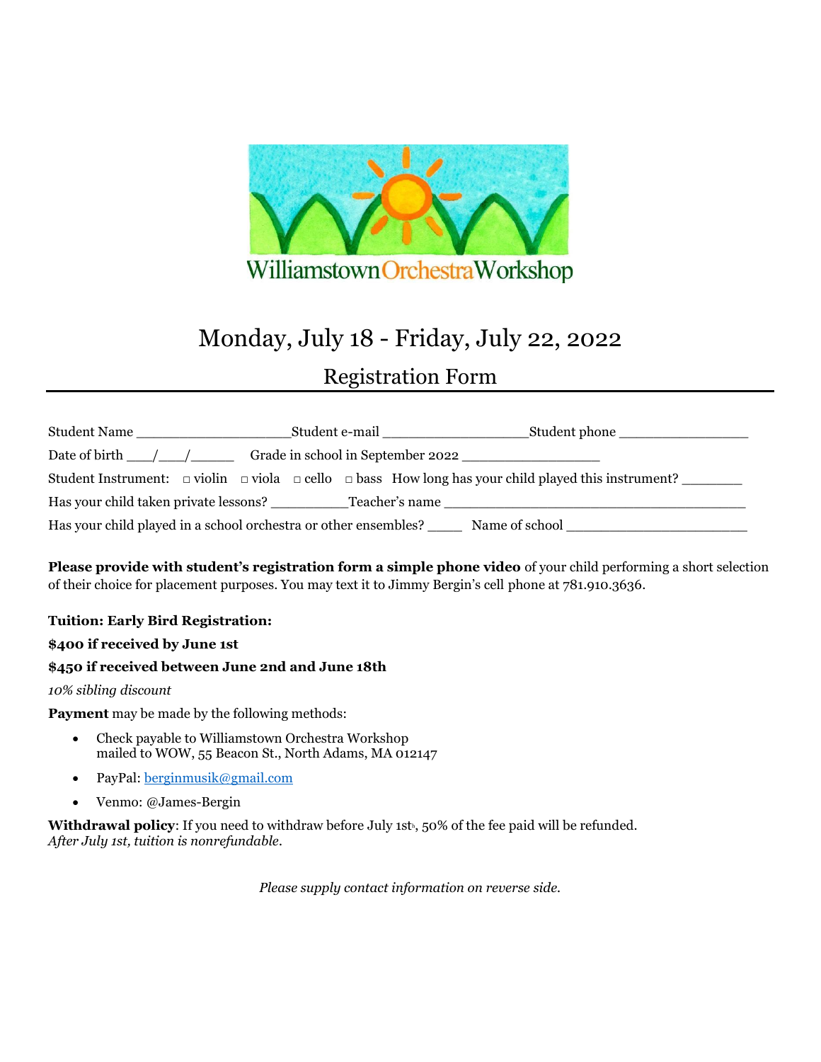Williamstown Orchestra Workshop

# Monday, July 18 - Friday, July 22, 2022

## Registration Form

---

Student Name ___________________ Student e-mail _________________ Student phone ________________

Date of birth ___/___/_____ Grade in school in September 2022 ________________

Student Instrument: □ violin □ viola □ cello □ bass How long has your child played this instrument? _______

Has your child taken private lessons? _________ Teacher's name ____________________________________

Has your child played in a school orchestra or other ensembles? ____ Name of school ____________________

**Please provide with student's registration form a simple phone video** of your child performing a short selection of their choice for placement purposes. You may text it to Jimmy Bergin's cell phone at 781.910.3636.

**Tuition: Early Bird Registration:**

**$400 if received by June 1st**

**$450 if received between June 2nd and June 18th**

*10% sibling discount*

**Payment** may be made by the following methods:

- Check payable to Williamstown Orchestra Workshop
  mailed to WOW, 55 Beacon St., North Adams, MA 012147
- PayPal: berginmusik@gmail.com
- Venmo: @James-Bergin

**Withdrawal policy**: If you need to withdraw before July 1st, 50% of the fee paid will be refunded.
*After July 1st, tuition is nonrefundable.*

*Please supply contact information on reverse side.*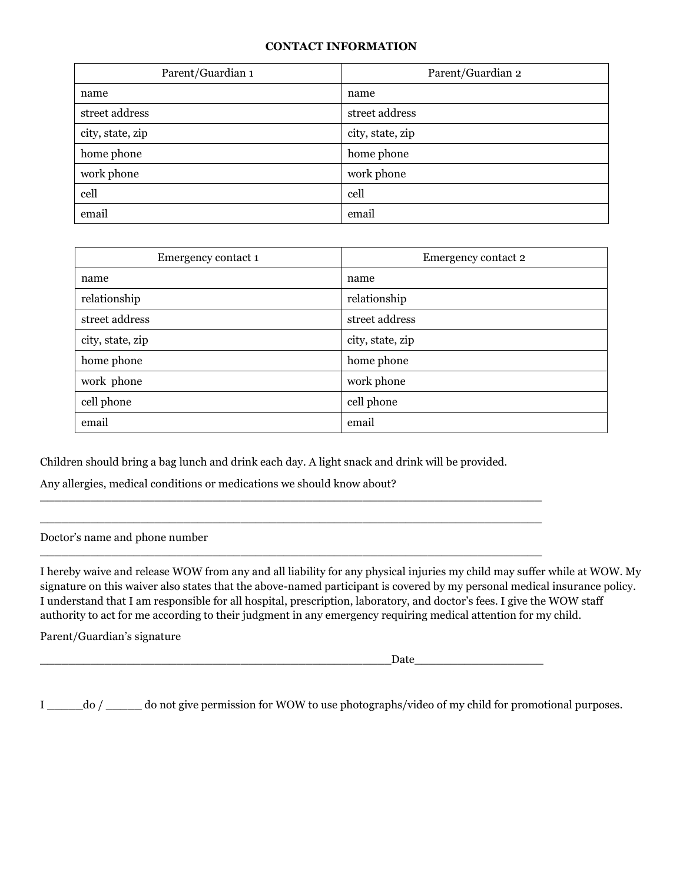**CONTACT INFORMATION**

| Parent/Guardian 1 | Parent/Guardian 2 |
|---|---|
| name | name |
| street address | street address |
| city, state, zip | city, state, zip |
| home phone | home phone |
| work phone | work phone |
| cell | cell |
| email | email |

| Emergency contact 1 | Emergency contact 2 |
|---|---|
| name | name |
| relationship | relationship |
| street address | street address |
| city, state, zip | city, state, zip |
| home phone | home phone |
| work  phone | work phone |
| cell phone | cell phone |
| email | email |

Children should bring a bag lunch and drink each day. A light snack and drink will be provided.

Any allergies, medical conditions or medications we should know about?

_____________________________________________________________________________

_____________________________________________________________________________

Doctor's name and phone number

_____________________________________________________________________________

I hereby waive and release WOW from any and all liability for any physical injuries my child may suffer while at WOW. My signature on this waiver also states that the above-named participant is covered by my personal medical insurance policy. I understand that I am responsible for all hospital, prescription, laboratory, and doctor's fees. I give the WOW staff authority to act for me according to their judgment in any emergency requiring medical attention for my child.

Parent/Guardian's signature

_____________________________________________________Date___________________

I _____do / _____ do not give permission for WOW to use photographs/video of my child for promotional purposes.